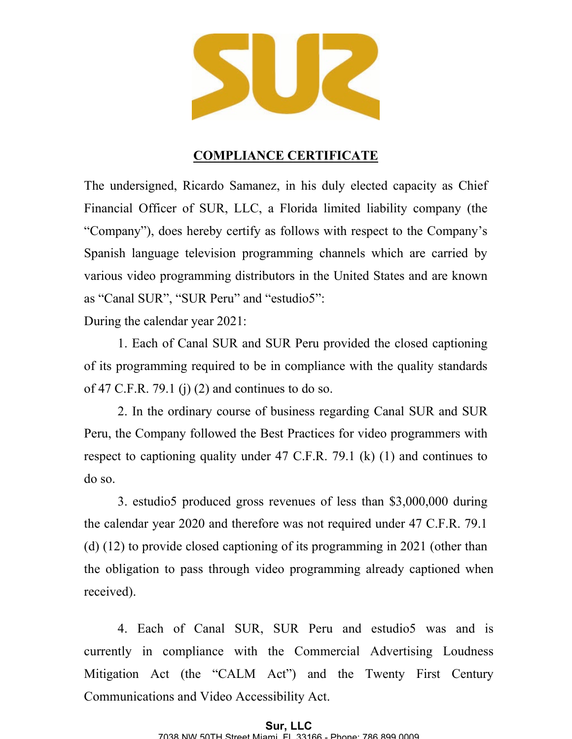# COMPLIANCE CERTIFICATE

The undersigned, Ricardo Samanez, in his duly elected capacity as Chief Financial Officer of SUR, LLC, a Florida limited liability company (the "Company"), does hereby certify as follows with respect to the Company's Spanish language television programming channels which are carried by various video programming distributors in the United States and are known as "Canal SUR", "SUR Peru" and "estudio5":

During the calendar year 2021:

1. Each of Canal SUR and SUR Peru provided the closed captioning of its programming required to be in compliance with the quality standards of 47 C.F.R. 79.1 (j) (2) and continues to do so.

2. In the ordinary course of business regarding Canal SUR and SUR Peru, the Company followed the Best Practices for video programmers with respect to captioning quality under 47 C.F.R. 79.1 (k) (1) and continues to do so.

3. estudio5 produced gross revenues of less than $3,000,000 during the calendar year 2020 and therefore was not required under 47 C.F.R. 79.1 (d) (12) to provide closed captioning of its programming in 2021 (other than the obligation to pass through video programming already captioned when received).

4. Each of Canal SUR, SUR Peru and estudio5 was and is currently in compliance with the Commercial Advertising Loudness Mitigation Act (the "CALM Act") and the Twenty First Century Communications and Video Accessibility Act.

**Sur, LLC**
7038 NW 50TH Street Miami, FL 33166 - Phone: 786 899 0009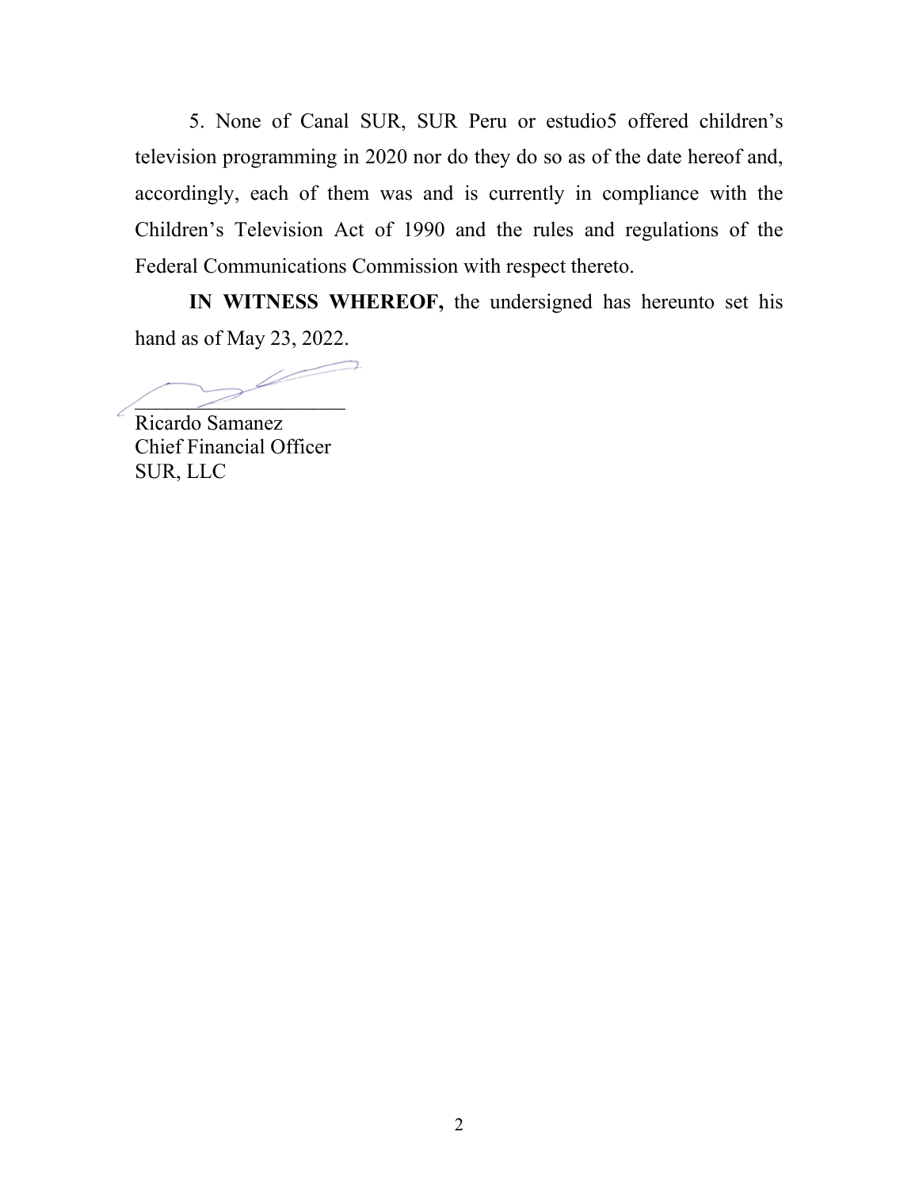5. None of Canal SUR, SUR Peru or estudio5 offered children's television programming in 2020 nor do they do so as of the date hereof and, accordingly, each of them was and is currently in compliance with the Children's Television Act of 1990 and the rules and regulations of the Federal Communications Commission with respect thereto.

**IN WITNESS WHEREOF,** the undersigned has hereunto set his hand as of May 23, 2022.

_____________________

Ricardo Samanez
Chief Financial Officer
SUR, LLC